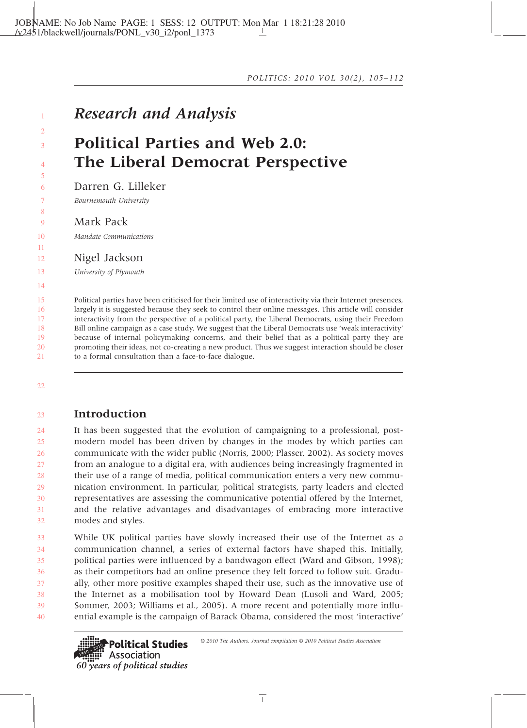*Research and Analysis*

# Political Parties and Web 2.0: The Liberal Democrat Perspective

Darren G. Lilleker
*Bournemouth University*

Mark Pack
*Mandate Communications*

Nigel Jackson
*University of Plymouth*

Political parties have been criticised for their limited use of interactivity via their Internet presences, largely it is suggested because they seek to control their online messages. This article will consider interactivity from the perspective of a political party, the Liberal Democrats, using their Freedom Bill online campaign as a case study. We suggest that the Liberal Democrats use 'weak interactivity' because of internal policymaking concerns, and their belief that as a political party they are promoting their ideas, not co-creating a new product. Thus we suggest interaction should be closer to a formal consultation than a face-to-face dialogue.

## Introduction

It has been suggested that the evolution of campaigning to a professional, post-modern model has been driven by changes in the modes by which parties can communicate with the wider public (Norris, 2000; Plasser, 2002). As society moves from an analogue to a digital era, with audiences being increasingly fragmented in their use of a range of media, political communication enters a very new communication environment. In particular, political strategists, party leaders and elected representatives are assessing the communicative potential offered by the Internet, and the relative advantages and disadvantages of embracing more interactive modes and styles.

While UK political parties have slowly increased their use of the Internet as a communication channel, a series of external factors have shaped this. Initially, political parties were influenced by a bandwagon effect (Ward and Gibson, 1998); as their competitors had an online presence they felt forced to follow suit. Gradually, other more positive examples shaped their use, such as the innovative use of the Internet as a mobilisation tool by Howard Dean (Lusoli and Ward, 2005; Sommer, 2003; Williams et al., 2005). A more recent and potentially more influential example is the campaign of Barack Obama, considered the most 'interactive'

© 2010 The Authors. Journal compilation © 2010 Political Studies Association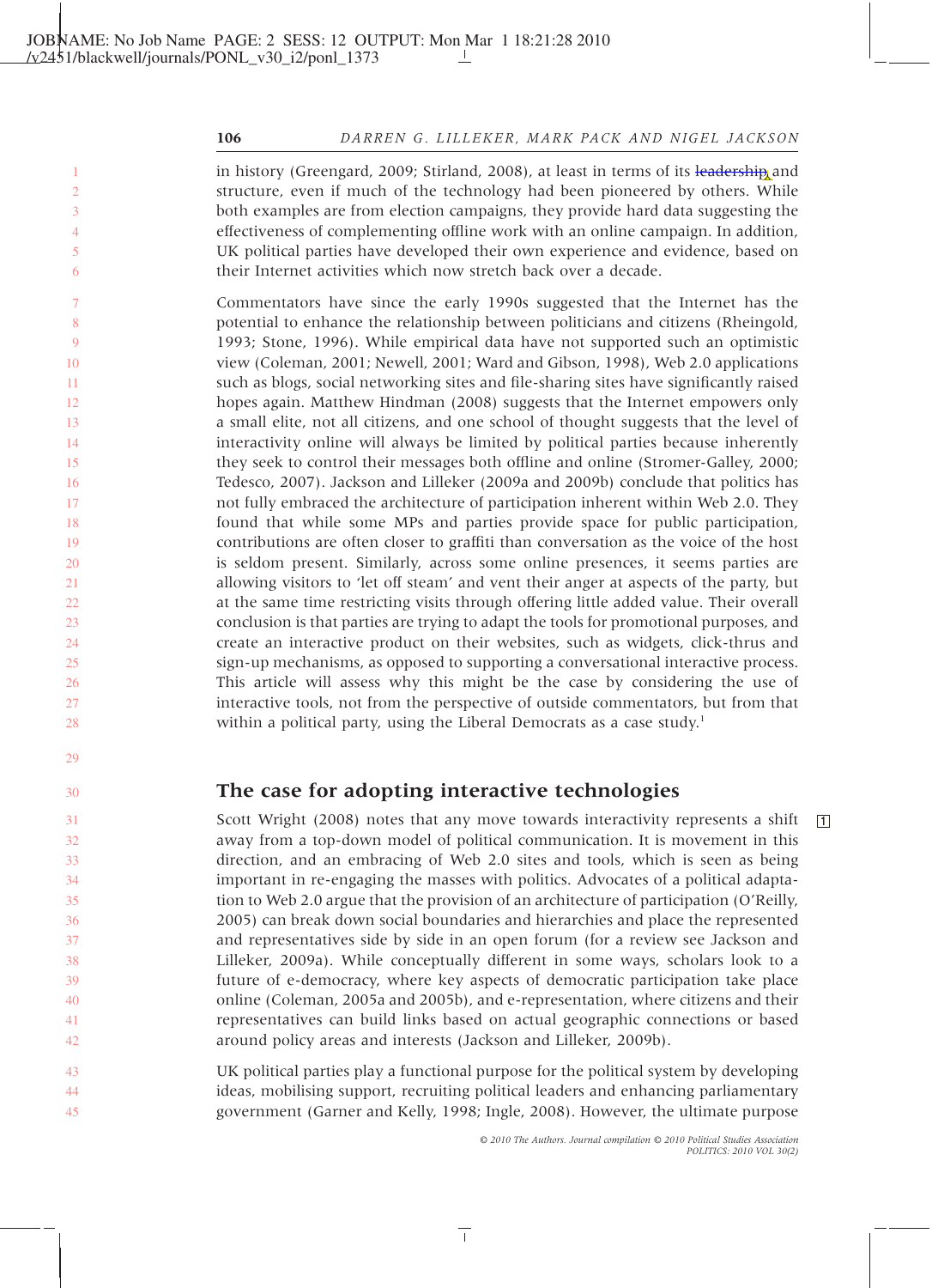in history (Greengard, 2009; Stirland, 2008), at least in terms of its leadership and structure, even if much of the technology had been pioneered by others. While both examples are from election campaigns, they provide hard data suggesting the effectiveness of complementing offline work with an online campaign. In addition, UK political parties have developed their own experience and evidence, based on their Internet activities which now stretch back over a decade.

Commentators have since the early 1990s suggested that the Internet has the potential to enhance the relationship between politicians and citizens (Rheingold, 1993; Stone, 1996). While empirical data have not supported such an optimistic view (Coleman, 2001; Newell, 2001; Ward and Gibson, 1998), Web 2.0 applications such as blogs, social networking sites and file-sharing sites have significantly raised hopes again. Matthew Hindman (2008) suggests that the Internet empowers only a small elite, not all citizens, and one school of thought suggests that the level of interactivity online will always be limited by political parties because inherently they seek to control their messages both offline and online (Stromer-Galley, 2000; Tedesco, 2007). Jackson and Lilleker (2009a and 2009b) conclude that politics has not fully embraced the architecture of participation inherent within Web 2.0. They found that while some MPs and parties provide space for public participation, contributions are often closer to graffiti than conversation as the voice of the host is seldom present. Similarly, across some online presences, it seems parties are allowing visitors to 'let off steam' and vent their anger at aspects of the party, but at the same time restricting visits through offering little added value. Their overall conclusion is that parties are trying to adapt the tools for promotional purposes, and create an interactive product on their websites, such as widgets, click-thrus and sign-up mechanisms, as opposed to supporting a conversational interactive process. This article will assess why this might be the case by considering the use of interactive tools, not from the perspective of outside commentators, but from that within a political party, using the Liberal Democrats as a case study.[1]

## The case for adopting interactive technologies

Scott Wright (2008) notes that any move towards interactivity represents a shift away from a top-down model of political communication. It is movement in this direction, and an embracing of Web 2.0 sites and tools, which is seen as being important in re-engaging the masses with politics. Advocates of a political adaptation to Web 2.0 argue that the provision of an architecture of participation (O'Reilly, 2005) can break down social boundaries and hierarchies and place the represented and representatives side by side in an open forum (for a review see Jackson and Lilleker, 2009a). While conceptually different in some ways, scholars look to a future of e-democracy, where key aspects of democratic participation take place online (Coleman, 2005a and 2005b), and e-representation, where citizens and their representatives can build links based on actual geographic connections or based around policy areas and interests (Jackson and Lilleker, 2009b).

UK political parties play a functional purpose for the political system by developing ideas, mobilising support, recruiting political leaders and enhancing parliamentary government (Garner and Kelly, 1998; Ingle, 2008). However, the ultimate purpose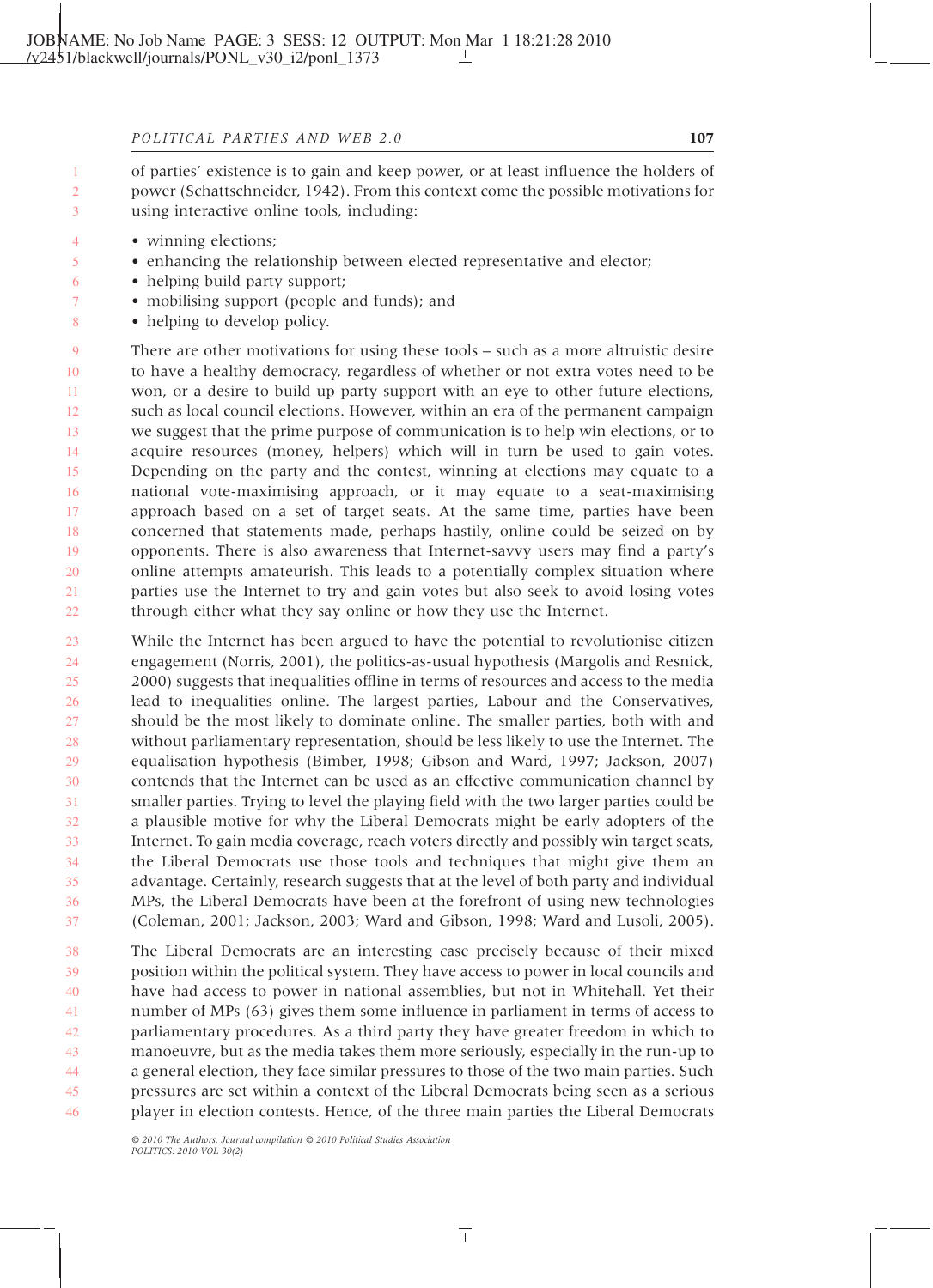of parties' existence is to gain and keep power, or at least influence the holders of power (Schattschneider, 1942). From this context come the possible motivations for using interactive online tools, including:

- winning elections;
- enhancing the relationship between elected representative and elector;
- helping build party support;
- mobilising support (people and funds); and
- helping to develop policy.

There are other motivations for using these tools – such as a more altruistic desire to have a healthy democracy, regardless of whether or not extra votes need to be won, or a desire to build up party support with an eye to other future elections, such as local council elections. However, within an era of the permanent campaign we suggest that the prime purpose of communication is to help win elections, or to acquire resources (money, helpers) which will in turn be used to gain votes. Depending on the party and the contest, winning at elections may equate to a national vote-maximising approach, or it may equate to a seat-maximising approach based on a set of target seats. At the same time, parties have been concerned that statements made, perhaps hastily, online could be seized on by opponents. There is also awareness that Internet-savvy users may find a party's online attempts amateurish. This leads to a potentially complex situation where parties use the Internet to try and gain votes but also seek to avoid losing votes through either what they say online or how they use the Internet.

While the Internet has been argued to have the potential to revolutionise citizen engagement (Norris, 2001), the politics-as-usual hypothesis (Margolis and Resnick, 2000) suggests that inequalities offline in terms of resources and access to the media lead to inequalities online. The largest parties, Labour and the Conservatives, should be the most likely to dominate online. The smaller parties, both with and without parliamentary representation, should be less likely to use the Internet. The equalisation hypothesis (Bimber, 1998; Gibson and Ward, 1997; Jackson, 2007) contends that the Internet can be used as an effective communication channel by smaller parties. Trying to level the playing field with the two larger parties could be a plausible motive for why the Liberal Democrats might be early adopters of the Internet. To gain media coverage, reach voters directly and possibly win target seats, the Liberal Democrats use those tools and techniques that might give them an advantage. Certainly, research suggests that at the level of both party and individual MPs, the Liberal Democrats have been at the forefront of using new technologies (Coleman, 2001; Jackson, 2003; Ward and Gibson, 1998; Ward and Lusoli, 2005).

The Liberal Democrats are an interesting case precisely because of their mixed position within the political system. They have access to power in local councils and have had access to power in national assemblies, but not in Whitehall. Yet their number of MPs (63) gives them some influence in parliament in terms of access to parliamentary procedures. As a third party they have greater freedom in which to manoeuvre, but as the media takes them more seriously, especially in the run-up to a general election, they face similar pressures to those of the two main parties. Such pressures are set within a context of the Liberal Democrats being seen as a serious player in election contests. Hence, of the three main parties the Liberal Democrats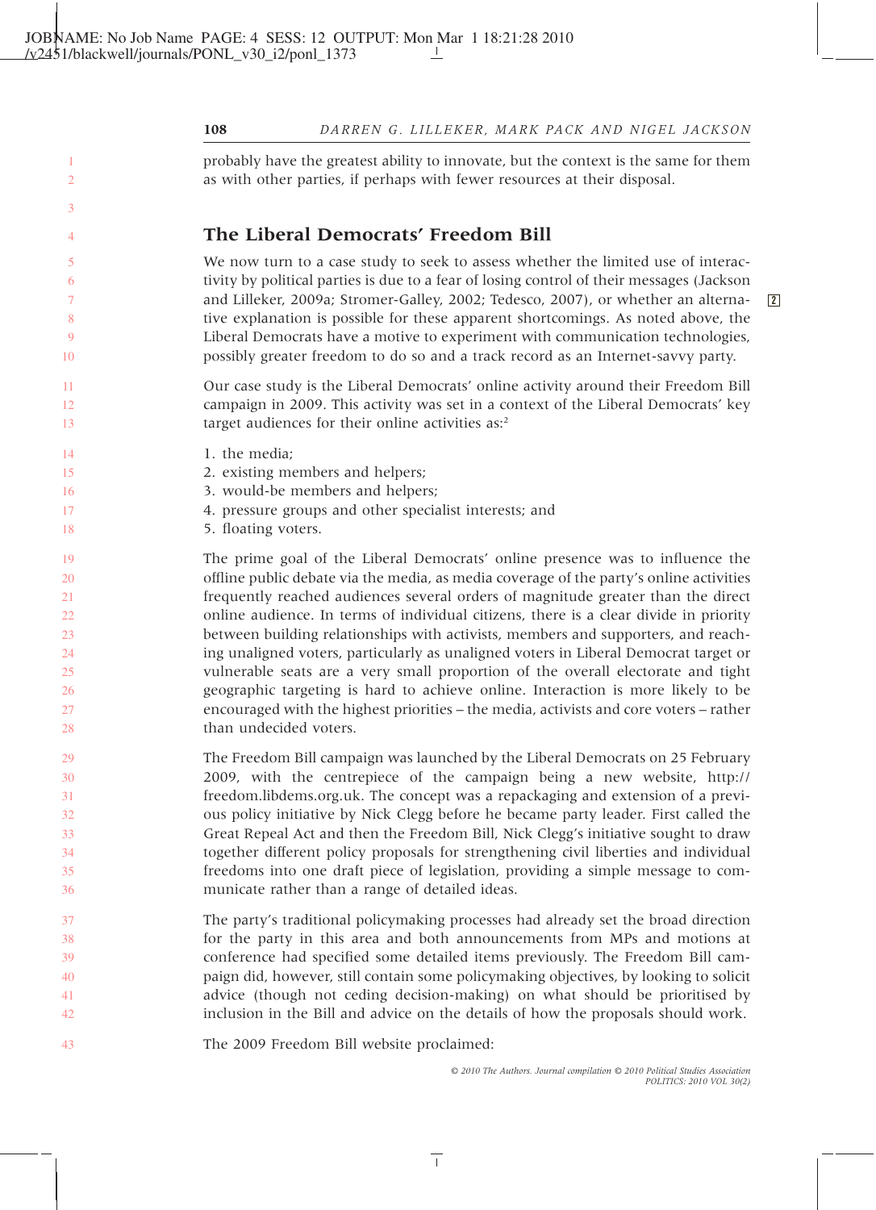probably have the greatest ability to innovate, but the context is the same for them as with other parties, if perhaps with fewer resources at their disposal.

## The Liberal Democrats' Freedom Bill

We now turn to a case study to seek to assess whether the limited use of interactivity by political parties is due to a fear of losing control of their messages (Jackson and Lilleker, 2009a; Stromer-Galley, 2002; Tedesco, 2007), or whether an alternative explanation is possible for these apparent shortcomings. As noted above, the Liberal Democrats have a motive to experiment with communication technologies, possibly greater freedom to do so and a track record as an Internet-savvy party.

Our case study is the Liberal Democrats' online activity around their Freedom Bill campaign in 2009. This activity was set in a context of the Liberal Democrats' key target audiences for their online activities as:[2]

1. the media;
2. existing members and helpers;
3. would-be members and helpers;
4. pressure groups and other specialist interests; and
5. floating voters.

The prime goal of the Liberal Democrats' online presence was to influence the offline public debate via the media, as media coverage of the party's online activities frequently reached audiences several orders of magnitude greater than the direct online audience. In terms of individual citizens, there is a clear divide in priority between building relationships with activists, members and supporters, and reaching unaligned voters, particularly as unaligned voters in Liberal Democrat target or vulnerable seats are a very small proportion of the overall electorate and tight geographic targeting is hard to achieve online. Interaction is more likely to be encouraged with the highest priorities – the media, activists and core voters – rather than undecided voters.

The Freedom Bill campaign was launched by the Liberal Democrats on 25 February 2009, with the centrepiece of the campaign being a new website, http://freedom.libdems.org.uk. The concept was a repackaging and extension of a previous policy initiative by Nick Clegg before he became party leader. First called the Great Repeal Act and then the Freedom Bill, Nick Clegg's initiative sought to draw together different policy proposals for strengthening civil liberties and individual freedoms into one draft piece of legislation, providing a simple message to communicate rather than a range of detailed ideas.

The party's traditional policymaking processes had already set the broad direction for the party in this area and both announcements from MPs and motions at conference had specified some detailed items previously. The Freedom Bill campaign did, however, still contain some policymaking objectives, by looking to solicit advice (though not ceding decision-making) on what should be prioritised by inclusion in the Bill and advice on the details of how the proposals should work.

The 2009 Freedom Bill website proclaimed: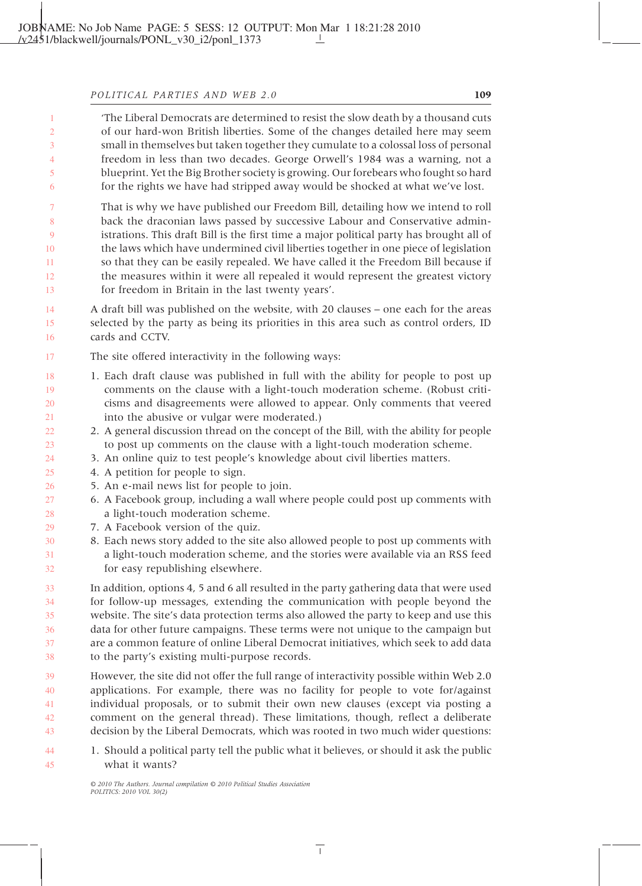'The Liberal Democrats are determined to resist the slow death by a thousand cuts of our hard-won British liberties. Some of the changes detailed here may seem small in themselves but taken together they cumulate to a colossal loss of personal freedom in less than two decades. George Orwell's 1984 was a warning, not a blueprint. Yet the Big Brother society is growing. Our forebears who fought so hard for the rights we have had stripped away would be shocked at what we've lost.

That is why we have published our Freedom Bill, detailing how we intend to roll back the draconian laws passed by successive Labour and Conservative administrations. This draft Bill is the first time a major political party has brought all of the laws which have undermined civil liberties together in one piece of legislation so that they can be easily repealed. We have called it the Freedom Bill because if the measures within it were all repealed it would represent the greatest victory for freedom in Britain in the last twenty years'.

A draft bill was published on the website, with 20 clauses – one each for the areas selected by the party as being its priorities in this area such as control orders, ID cards and CCTV.

The site offered interactivity in the following ways:

1. Each draft clause was published in full with the ability for people to post up comments on the clause with a light-touch moderation scheme. (Robust criticisms and disagreements were allowed to appear. Only comments that veered into the abusive or vulgar were moderated.)
2. A general discussion thread on the concept of the Bill, with the ability for people to post up comments on the clause with a light-touch moderation scheme.
3. An online quiz to test people's knowledge about civil liberties matters.
4. A petition for people to sign.
5. An e-mail news list for people to join.
6. A Facebook group, including a wall where people could post up comments with a light-touch moderation scheme.
7. A Facebook version of the quiz.
8. Each news story added to the site also allowed people to post up comments with a light-touch moderation scheme, and the stories were available via an RSS feed for easy republishing elsewhere.

In addition, options 4, 5 and 6 all resulted in the party gathering data that were used for follow-up messages, extending the communication with people beyond the website. The site's data protection terms also allowed the party to keep and use this data for other future campaigns. These terms were not unique to the campaign but are a common feature of online Liberal Democrat initiatives, which seek to add data to the party's existing multi-purpose records.

However, the site did not offer the full range of interactivity possible within Web 2.0 applications. For example, there was no facility for people to vote for/against individual proposals, or to submit their own new clauses (except via posting a comment on the general thread). These limitations, though, reflect a deliberate decision by the Liberal Democrats, which was rooted in two much wider questions:

1. Should a political party tell the public what it believes, or should it ask the public what it wants?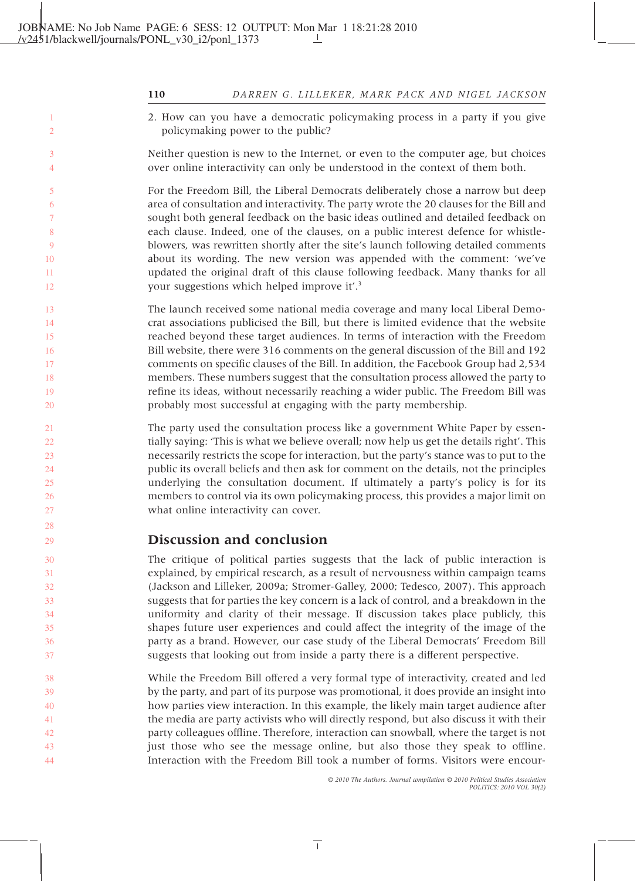2. How can you have a democratic policymaking process in a party if you give policymaking power to the public?

Neither question is new to the Internet, or even to the computer age, but choices over online interactivity can only be understood in the context of them both.

For the Freedom Bill, the Liberal Democrats deliberately chose a narrow but deep area of consultation and interactivity. The party wrote the 20 clauses for the Bill and sought both general feedback on the basic ideas outlined and detailed feedback on each clause. Indeed, one of the clauses, on a public interest defence for whistle-blowers, was rewritten shortly after the site's launch following detailed comments about its wording. The new version was appended with the comment: 'we've updated the original draft of this clause following feedback. Many thanks for all your suggestions which helped improve it'.[3]

The launch received some national media coverage and many local Liberal Democrat associations publicised the Bill, but there is limited evidence that the website reached beyond these target audiences. In terms of interaction with the Freedom Bill website, there were 316 comments on the general discussion of the Bill and 192 comments on specific clauses of the Bill. In addition, the Facebook Group had 2,534 members. These numbers suggest that the consultation process allowed the party to refine its ideas, without necessarily reaching a wider public. The Freedom Bill was probably most successful at engaging with the party membership.

The party used the consultation process like a government White Paper by essentially saying: 'This is what we believe overall; now help us get the details right'. This necessarily restricts the scope for interaction, but the party's stance was to put to the public its overall beliefs and then ask for comment on the details, not the principles underlying the consultation document. If ultimately a party's policy is for its members to control via its own policymaking process, this provides a major limit on what online interactivity can cover.

## Discussion and conclusion

The critique of political parties suggests that the lack of public interaction is explained, by empirical research, as a result of nervousness within campaign teams (Jackson and Lilleker, 2009a; Stromer-Galley, 2000; Tedesco, 2007). This approach suggests that for parties the key concern is a lack of control, and a breakdown in the uniformity and clarity of their message. If discussion takes place publicly, this shapes future user experiences and could affect the integrity of the image of the party as a brand. However, our case study of the Liberal Democrats' Freedom Bill suggests that looking out from inside a party there is a different perspective.

While the Freedom Bill offered a very formal type of interactivity, created and led by the party, and part of its purpose was promotional, it does provide an insight into how parties view interaction. In this example, the likely main target audience after the media are party activists who will directly respond, but also discuss it with their party colleagues offline. Therefore, interaction can snowball, where the target is not just those who see the message online, but also those they speak to offline. Interaction with the Freedom Bill took a number of forms. Visitors were encour-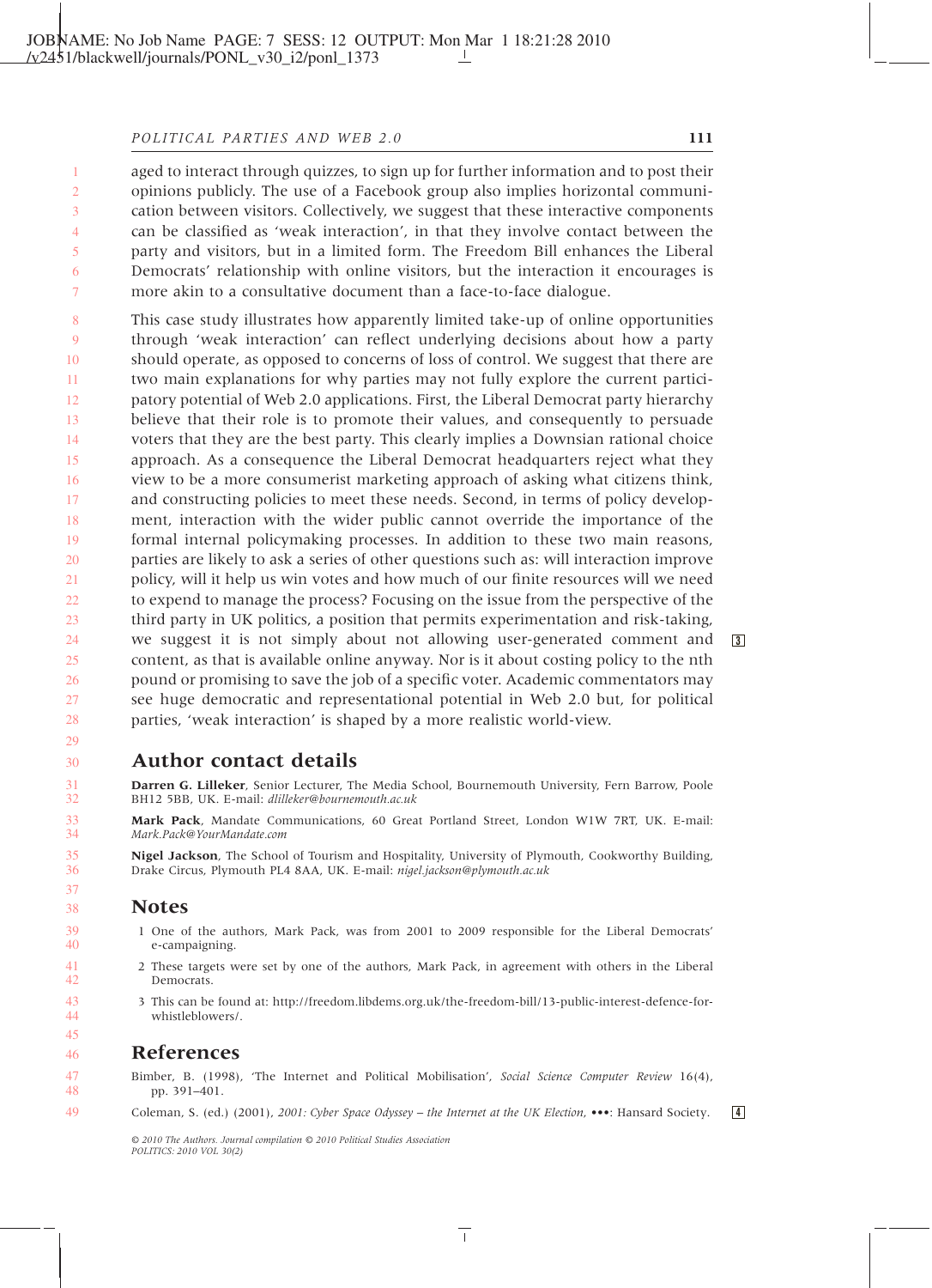aged to interact through quizzes, to sign up for further information and to post their opinions publicly. The use of a Facebook group also implies horizontal communication between visitors. Collectively, we suggest that these interactive components can be classified as 'weak interaction', in that they involve contact between the party and visitors, but in a limited form. The Freedom Bill enhances the Liberal Democrats' relationship with online visitors, but the interaction it encourages is more akin to a consultative document than a face-to-face dialogue.

This case study illustrates how apparently limited take-up of online opportunities through 'weak interaction' can reflect underlying decisions about how a party should operate, as opposed to concerns of loss of control. We suggest that there are two main explanations for why parties may not fully explore the current participatory potential of Web 2.0 applications. First, the Liberal Democrat party hierarchy believe that their role is to promote their values, and consequently to persuade voters that they are the best party. This clearly implies a Downsian rational choice approach. As a consequence the Liberal Democrat headquarters reject what they view to be a more consumerist marketing approach of asking what citizens think, and constructing policies to meet these needs. Second, in terms of policy development, interaction with the wider public cannot override the importance of the formal internal policymaking processes. In addition to these two main reasons, parties are likely to ask a series of other questions such as: will interaction improve policy, will it help us win votes and how much of our finite resources will we need to expend to manage the process? Focusing on the issue from the perspective of the third party in UK politics, a position that permits experimentation and risk-taking, we suggest it is not simply about not allowing user-generated comment and content, as that is available online anyway. Nor is it about costing policy to the nth pound or promising to save the job of a specific voter. Academic commentators may see huge democratic and representational potential in Web 2.0 but, for political parties, 'weak interaction' is shaped by a more realistic world-view.

## Author contact details

**Darren G. Lilleker**, Senior Lecturer, The Media School, Bournemouth University, Fern Barrow, Poole BH12 5BB, UK. E-mail: *dlilleker@bournemouth.ac.uk*

**Mark Pack**, Mandate Communications, 60 Great Portland Street, London W1W 7RT, UK. E-mail: *Mark.Pack@YourMandate.com*

**Nigel Jackson**, The School of Tourism and Hospitality, University of Plymouth, Cookworthy Building, Drake Circus, Plymouth PL4 8AA, UK. E-mail: *nigel.jackson@plymouth.ac.uk*

## Notes

1 One of the authors, Mark Pack, was from 2001 to 2009 responsible for the Liberal Democrats' e-campaigning.

2 These targets were set by one of the authors, Mark Pack, in agreement with others in the Liberal Democrats.

3 This can be found at: http://freedom.libdems.org.uk/the-freedom-bill/13-public-interest-defence-for-whistleblowers/.

## References

Bimber, B. (1998), 'The Internet and Political Mobilisation', *Social Science Computer Review* 16(4), pp. 391–401.

Coleman, S. (ed.) (2001), *2001: Cyber Space Odyssey – the Internet at the UK Election*, •••: Hansard Society.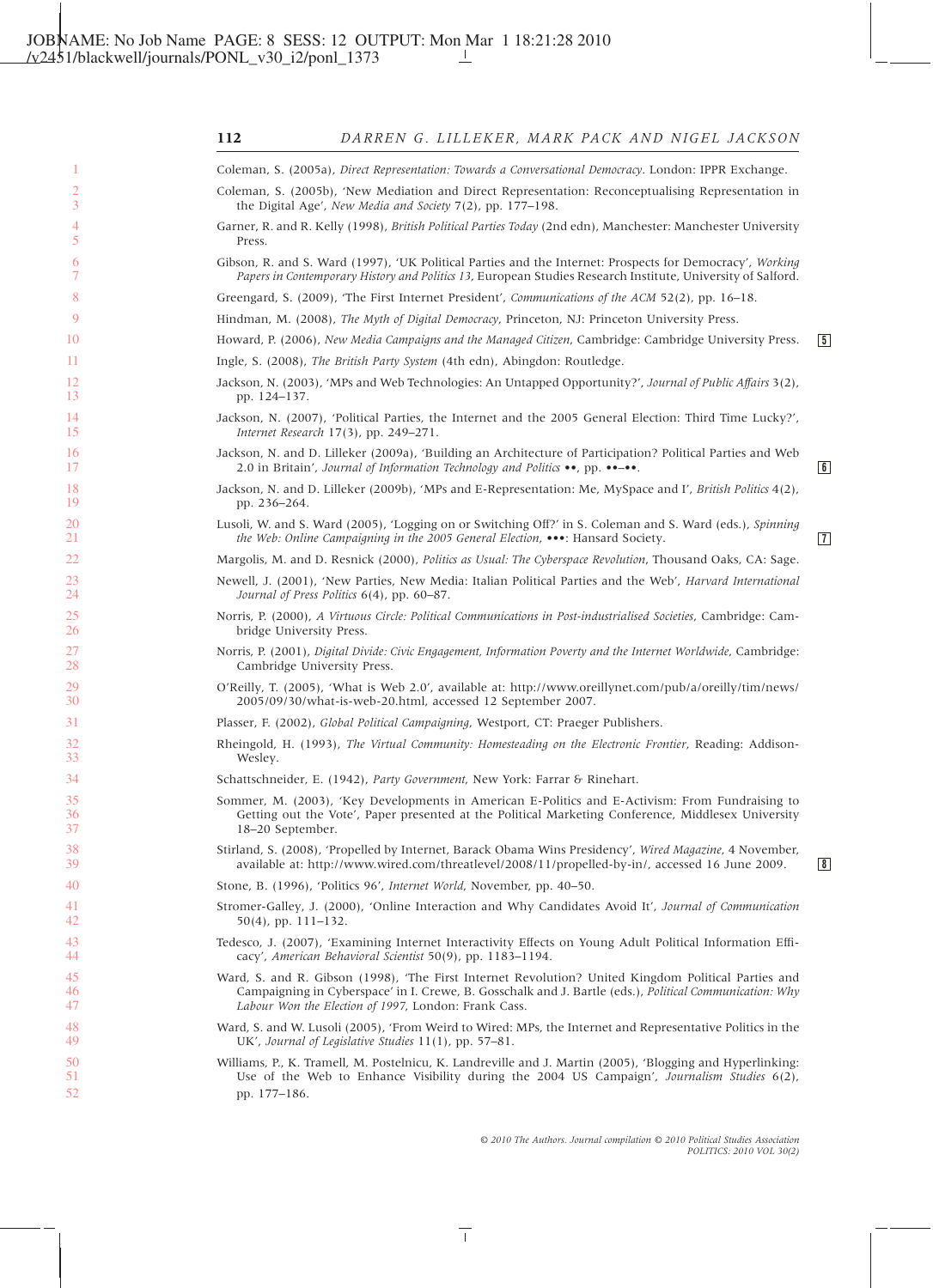Coleman, S. (2005a), *Direct Representation: Towards a Conversational Democracy*. London: IPPR Exchange.

Coleman, S. (2005b), 'New Mediation and Direct Representation: Reconceptualising Representation in the Digital Age', *New Media and Society* 7(2), pp. 177–198.

Garner, R. and R. Kelly (1998), *British Political Parties Today* (2nd edn), Manchester: Manchester University Press.

Gibson, R. and S. Ward (1997), 'UK Political Parties and the Internet: Prospects for Democracy', *Working Papers in Contemporary History and Politics 13*, European Studies Research Institute, University of Salford.

Greengard, S. (2009), 'The First Internet President', *Communications of the ACM* 52(2), pp. 16–18.

Hindman, M. (2008), *The Myth of Digital Democracy*, Princeton, NJ: Princeton University Press.

Howard, P. (2006), *New Media Campaigns and the Managed Citizen*, Cambridge: Cambridge University Press.

Ingle, S. (2008), *The British Party System* (4th edn), Abingdon: Routledge.

Jackson, N. (2003), 'MPs and Web Technologies: An Untapped Opportunity?', *Journal of Public Affairs* 3(2), pp. 124–137.

Jackson, N. (2007), 'Political Parties, the Internet and the 2005 General Election: Third Time Lucky?', *Internet Research* 17(3), pp. 249–271.

Jackson, N. and D. Lilleker (2009a), 'Building an Architecture of Participation? Political Parties and Web 2.0 in Britain', *Journal of Information Technology and Politics* ••, pp. ••–••.

Jackson, N. and D. Lilleker (2009b), 'MPs and E-Representation: Me, MySpace and I', *British Politics* 4(2), pp. 236–264.

Lusoli, W. and S. Ward (2005), 'Logging on or Switching Off?' in S. Coleman and S. Ward (eds.), *Spinning the Web: Online Campaigning in the 2005 General Election*, •••: Hansard Society.

Margolis, M. and D. Resnick (2000), *Politics as Usual: The Cyberspace Revolution*, Thousand Oaks, CA: Sage.

Newell, J. (2001), 'New Parties, New Media: Italian Political Parties and the Web', *Harvard International Journal of Press Politics* 6(4), pp. 60–87.

Norris, P. (2000), *A Virtuous Circle: Political Communications in Post-industrialised Societies*, Cambridge: Cambridge University Press.

Norris, P. (2001), *Digital Divide: Civic Engagement, Information Poverty and the Internet Worldwide*, Cambridge: Cambridge University Press.

O'Reilly, T. (2005), 'What is Web 2.0', available at: http://www.oreillynet.com/pub/a/oreilly/tim/news/2005/09/30/what-is-web-20.html, accessed 12 September 2007.

Plasser, F. (2002), *Global Political Campaigning*, Westport, CT: Praeger Publishers.

Rheingold, H. (1993), *The Virtual Community: Homesteading on the Electronic Frontier*, Reading: Addison-Wesley.

Schattschneider, E. (1942), *Party Government*, New York: Farrar & Rinehart.

Sommer, M. (2003), 'Key Developments in American E-Politics and E-Activism: From Fundraising to Getting out the Vote', Paper presented at the Political Marketing Conference, Middlesex University 18–20 September.

Stirland, S. (2008), 'Propelled by Internet, Barack Obama Wins Presidency', *Wired Magazine*, 4 November, available at: http://www.wired.com/threatlevel/2008/11/propelled-by-in/, accessed 16 June 2009.

Stone, B. (1996), 'Politics 96', *Internet World*, November, pp. 40–50.

Stromer-Galley, J. (2000), 'Online Interaction and Why Candidates Avoid It', *Journal of Communication* 50(4), pp. 111–132.

Tedesco, J. (2007), 'Examining Internet Interactivity Effects on Young Adult Political Information Efficacy', *American Behavioral Scientist* 50(9), pp. 1183–1194.

Ward, S. and R. Gibson (1998), 'The First Internet Revolution? United Kingdom Political Parties and Campaigning in Cyberspace' in I. Crewe, B. Gosschalk and J. Bartle (eds.), *Political Communication: Why Labour Won the Election of 1997*, London: Frank Cass.

Ward, S. and W. Lusoli (2005), 'From Weird to Wired: MPs, the Internet and Representative Politics in the UK', *Journal of Legislative Studies* 11(1), pp. 57–81.

Williams, P., K. Tramell, M. Postelnicu, K. Landreville and J. Martin (2005), 'Blogging and Hyperlinking: Use of the Web to Enhance Visibility during the 2004 US Campaign', *Journalism Studies* 6(2), pp. 177–186.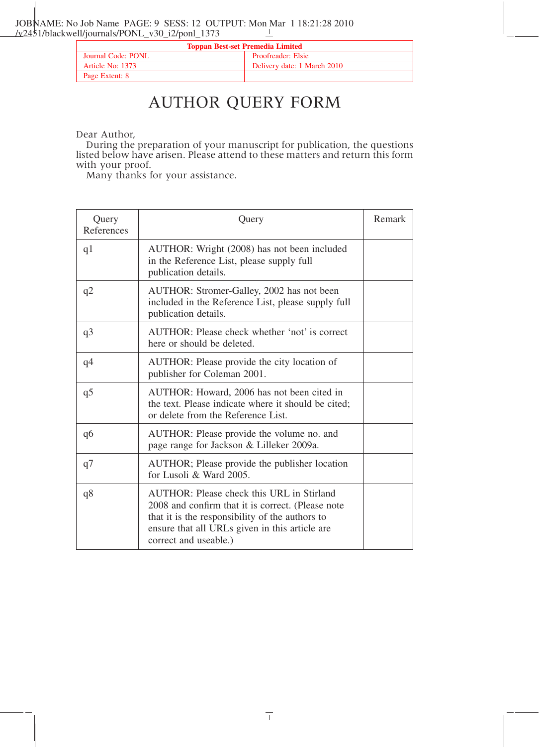| Toppan Best-set Premedia Limited | |
| --- | --- |
| Journal Code: PONL | Proofreader: Elsie |
| Article No: 1373 | Delivery date: 1 March 2010 |
| Page Extent: 8 | |

# AUTHOR QUERY FORM

Dear Author,

During the preparation of your manuscript for publication, the questions listed below have arisen. Please attend to these matters and return this form with your proof.

Many thanks for your assistance.

| Query References | Query | Remark |
| --- | --- | --- |
| q1 | AUTHOR: Wright (2008) has not been included in the Reference List, please supply full publication details. | |
| q2 | AUTHOR: Stromer-Galley, 2002 has not been included in the Reference List, please supply full publication details. | |
| q3 | AUTHOR: Please check whether 'not' is correct here or should be deleted. | |
| q4 | AUTHOR: Please provide the city location of publisher for Coleman 2001. | |
| q5 | AUTHOR: Howard, 2006 has not been cited in the text. Please indicate where it should be cited; or delete from the Reference List. | |
| q6 | AUTHOR: Please provide the volume no. and page range for Jackson & Lilleker 2009a. | |
| q7 | AUTHOR; Please provide the publisher location for Lusoli & Ward 2005. | |
| q8 | AUTHOR: Please check this URL in Stirland 2008 and confirm that it is correct. (Please note that it is the responsibility of the authors to ensure that all URLs given in this article are correct and useable.) | |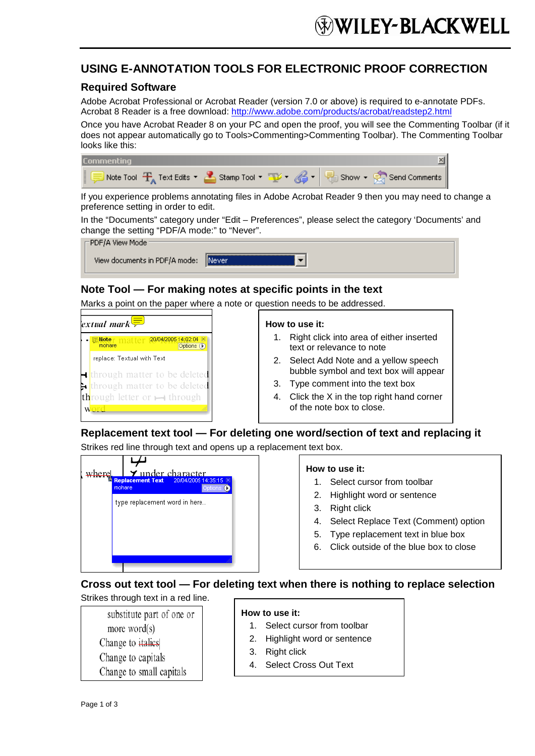# USING E-ANNOTATION TOOLS FOR ELECTRONIC PROOF CORRECTION

## Required Software

Adobe Acrobat Professional or Acrobat Reader (version 7.0 or above) is required to e-annotate PDFs. Acrobat 8 Reader is a free download: http://www.adobe.com/products/acrobat/readstep2.html

Once you have Acrobat Reader 8 on your PC and open the proof, you will see the Commenting Toolbar (if it does not appear automatically go to Tools>Commenting>Commenting Toolbar). The Commenting Toolbar looks like this:

If you experience problems annotating files in Adobe Acrobat Reader 9 then you may need to change a preference setting in order to edit.

In the "Documents" category under "Edit – Preferences", please select the category 'Documents' and change the setting "PDF/A mode:" to "Never".

## Note Tool — For making notes at specific points in the text

Marks a point on the paper where a note or question needs to be addressed.

**How to use it:**

1. Right click into area of either inserted text or relevance to note
2. Select Add Note and a yellow speech bubble symbol and text box will appear
3. Type comment into the text box
4. Click the X in the top right hand corner of the note box to close.

## Replacement text tool — For deleting one word/section of text and replacing it

Strikes red line through text and opens up a replacement text box.

**How to use it:**

1. Select cursor from toolbar
2. Highlight word or sentence
3. Right click
4. Select Replace Text (Comment) option
5. Type replacement text in blue box
6. Click outside of the blue box to close

## Cross out text tool — For deleting text when there is nothing to replace selection

Strikes through text in a red line.

**How to use it:**

1. Select cursor from toolbar
2. Highlight word or sentence
3. Right click
4. Select Cross Out Text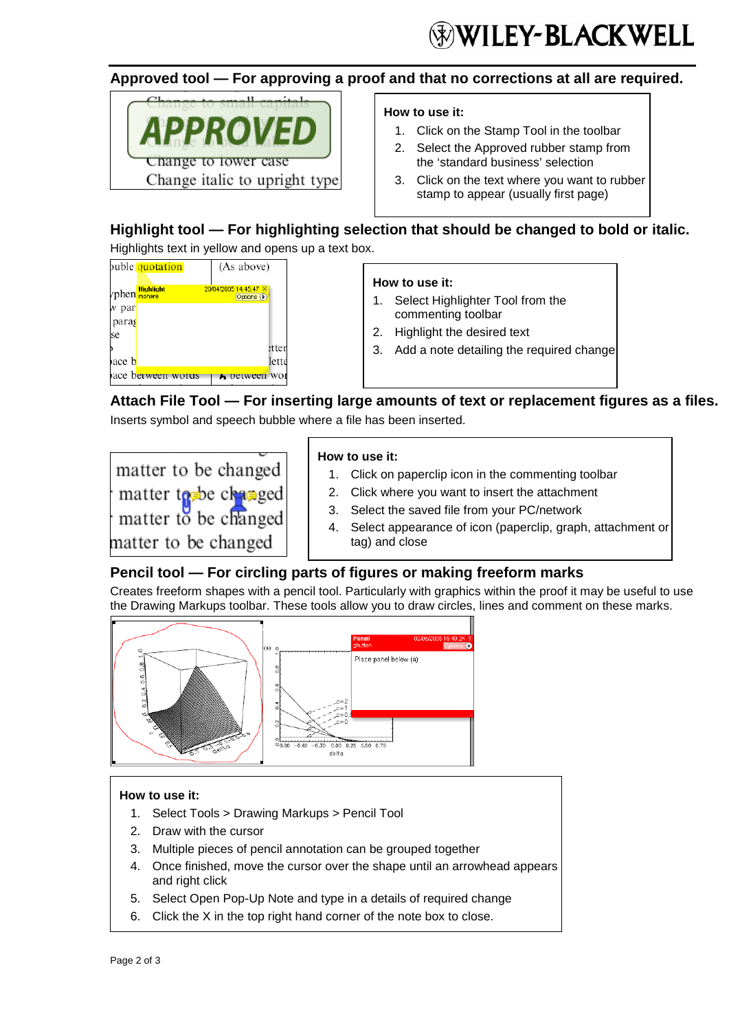## Approved tool — For approving a proof and that no corrections at all are required.

**How to use it:**

1. Click on the Stamp Tool in the toolbar
2. Select the Approved rubber stamp from the 'standard business' selection
3. Click on the text where you want to rubber stamp to appear (usually first page)

## Highlight tool — For highlighting selection that should be changed to bold or italic.

Highlights text in yellow and opens up a text box.

**How to use it:**

1. Select Highlighter Tool from the commenting toolbar
2. Highlight the desired text
3. Add a note detailing the required change

## Attach File Tool — For inserting large amounts of text or replacement figures as a files.

Inserts symbol and speech bubble where a file has been inserted.

**How to use it:**

1. Click on paperclip icon in the commenting toolbar
2. Click where you want to insert the attachment
3. Select the saved file from your PC/network
4. Select appearance of icon (paperclip, graph, attachment or tag) and close

## Pencil tool — For circling parts of figures or making freeform marks

Creates freeform shapes with a pencil tool. Particularly with graphics within the proof it may be useful to use the Drawing Markups toolbar. These tools allow you to draw circles, lines and comment on these marks.

**How to use it:**

1. Select Tools > Drawing Markups > Pencil Tool
2. Draw with the cursor
3. Multiple pieces of pencil annotation can be grouped together
4. Once finished, move the cursor over the shape until an arrowhead appears and right click
5. Select Open Pop-Up Note and type in a details of required change
6. Click the X in the top right hand corner of the note box to close.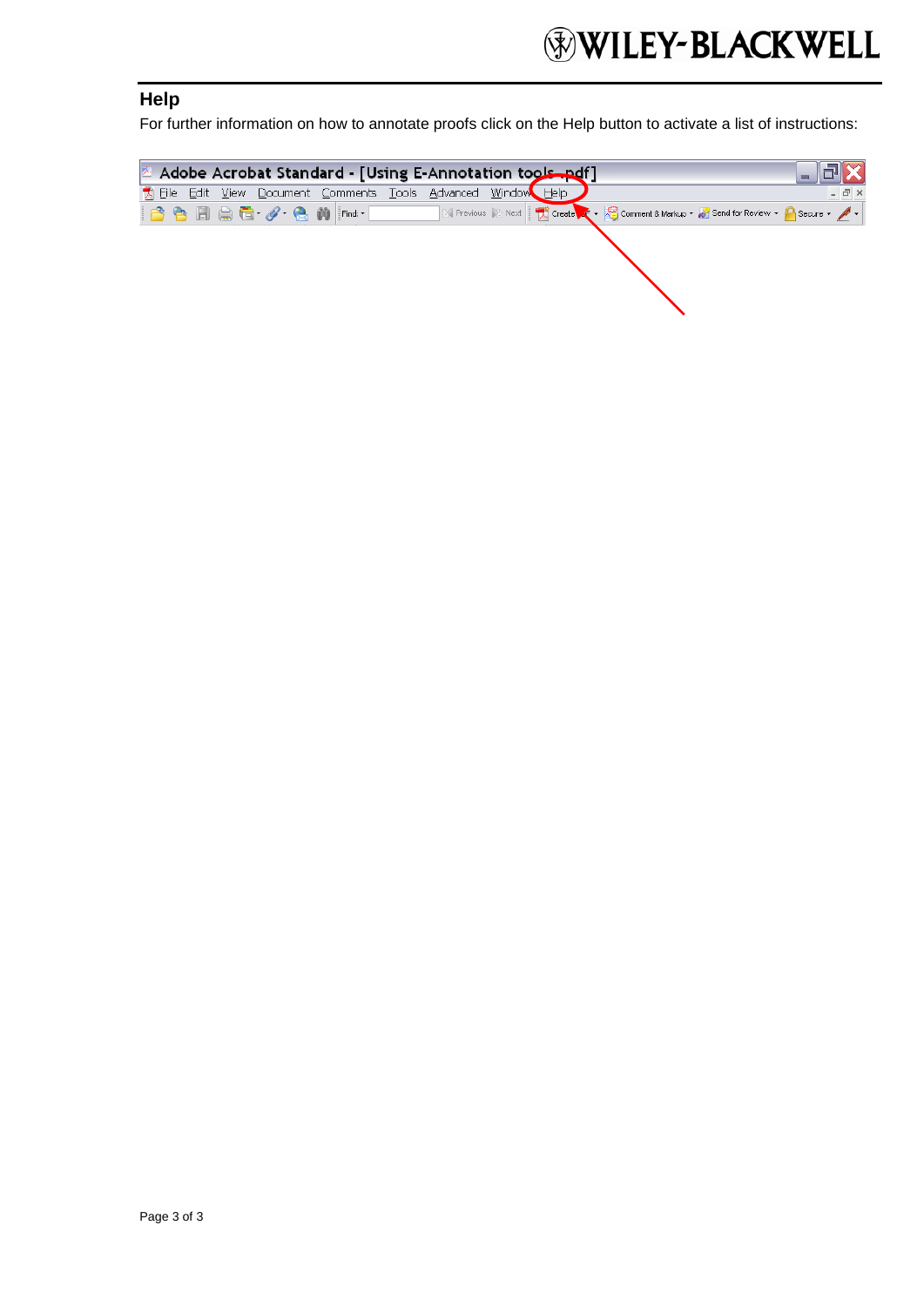## Help

For further information on how to annotate proofs click on the Help button to activate a list of instructions: